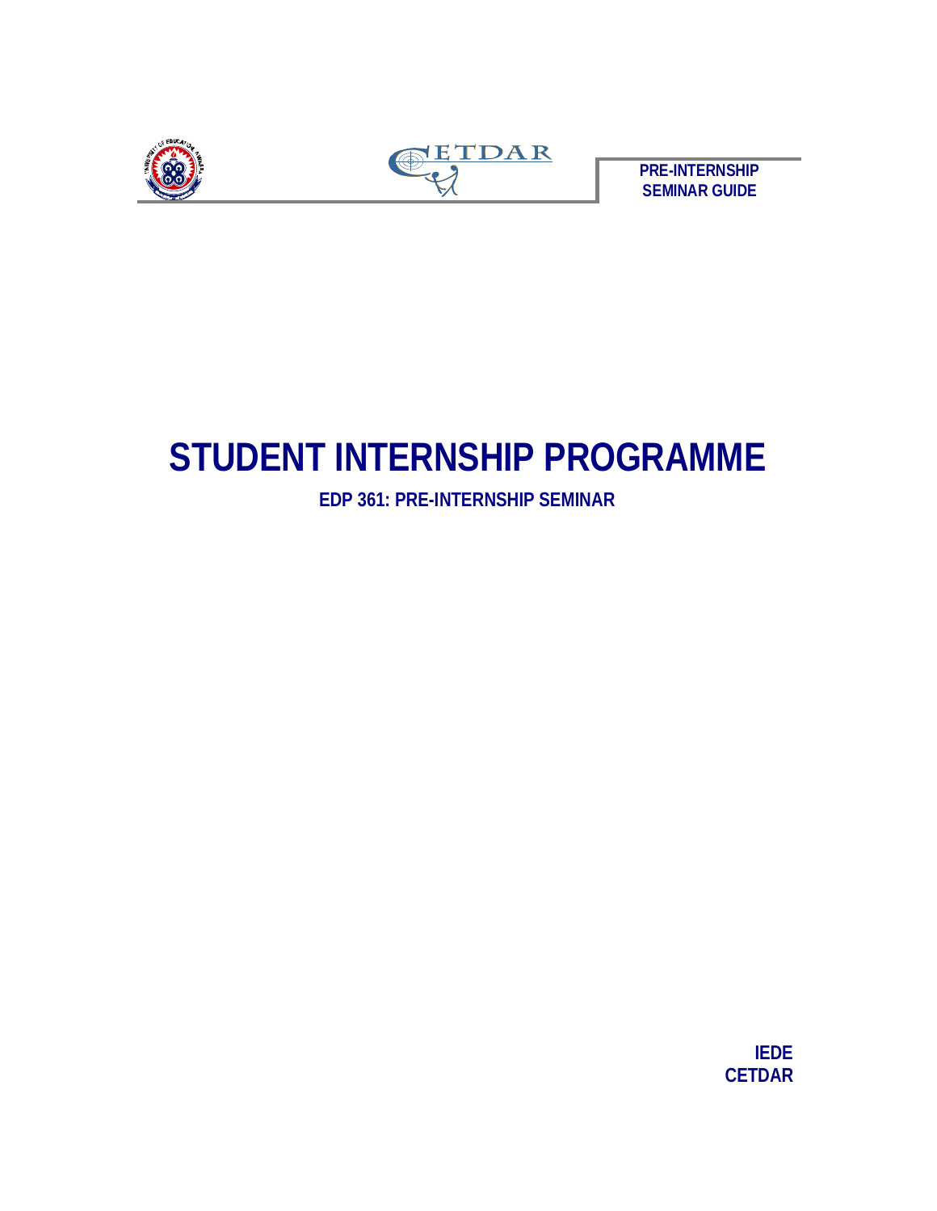PRE-INTERNSHIP SEMINAR GUIDE

# STUDENT INTERNSHIP PROGRAMME

## EDP 361: PRE-INTERNSHIP SEMINAR

**IEDE**
**CETDAR**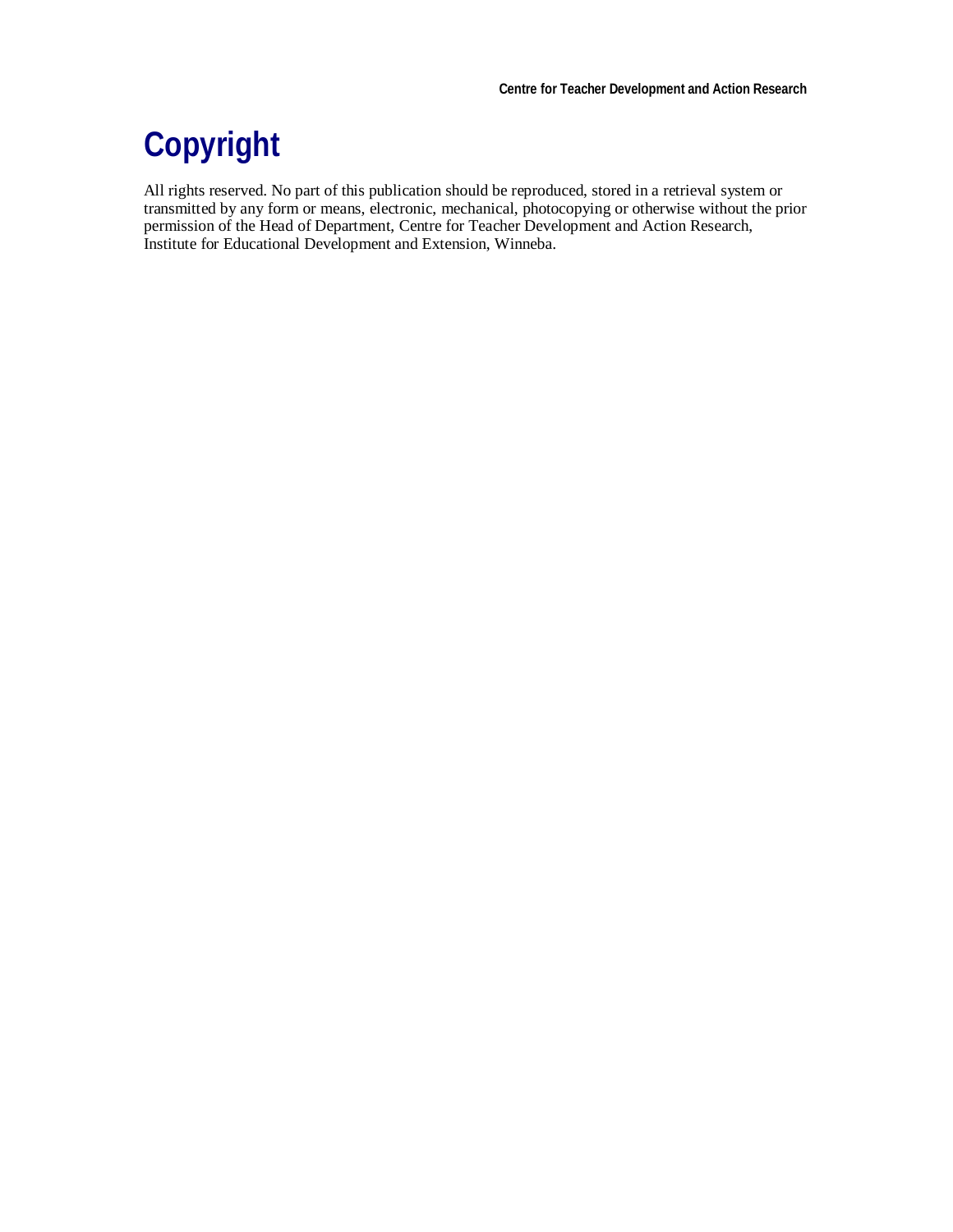# Copyright

All rights reserved. No part of this publication should be reproduced, stored in a retrieval system or transmitted by any form or means, electronic, mechanical, photocopying or otherwise without the prior permission of the Head of Department, Centre for Teacher Development and Action Research, Institute for Educational Development and Extension, Winneba.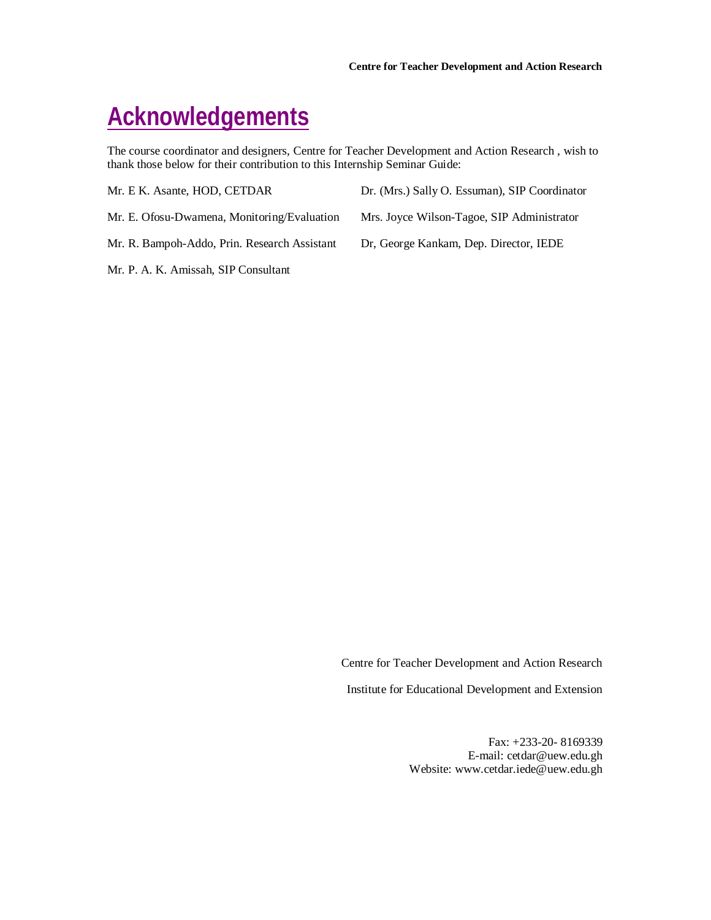# Acknowledgements

The course coordinator and designers, Centre for Teacher Development and Action Research , wish to thank those below for their contribution to this Internship Seminar Guide:

Mr. E K. Asante, HOD, CETDAR

Mr. E. Ofosu-Dwamena, Monitoring/Evaluation

Mr. R. Bampoh-Addo, Prin. Research Assistant

Mr. P. A. K. Amissah, SIP Consultant

Dr. (Mrs.) Sally O. Essuman), SIP Coordinator

Mrs. Joyce Wilson-Tagoe, SIP Administrator

Dr, George Kankam, Dep. Director, IEDE

Centre for Teacher Development and Action Research

Institute for Educational Development and Extension

Fax: +233-20- 8169339
E-mail: cetdar@uew.edu.gh
Website: www.cetdar.iede@uew.edu.gh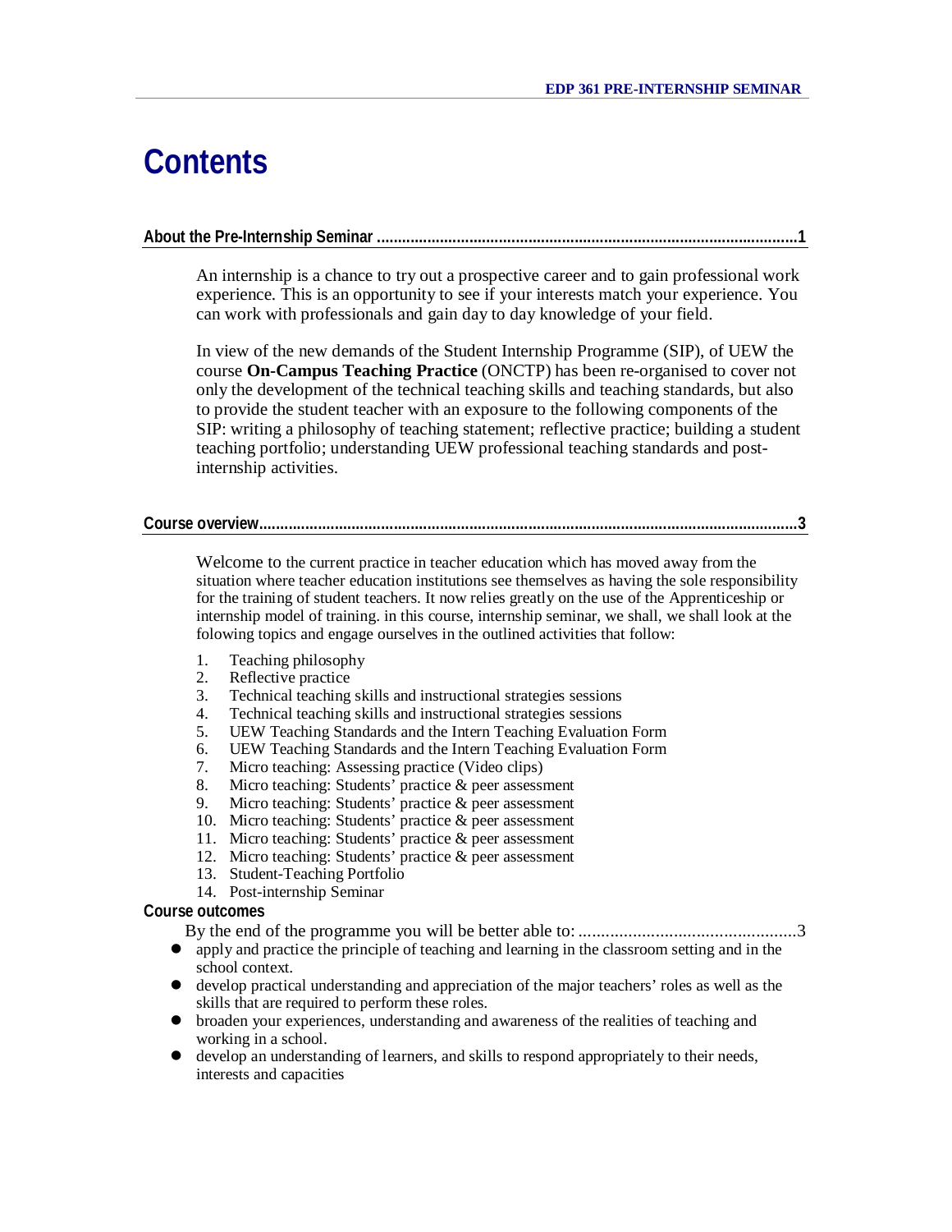# Contents

**About the Pre-Internship Seminar ....................................................................................................1**

An internship is a chance to try out a prospective career and to gain professional work experience. This is an opportunity to see if your interests match your experience. You can work with professionals and gain day to day knowledge of your field.

In view of the new demands of the Student Internship Programme (SIP), of UEW the course **On-Campus Teaching Practice** (ONCTP) has been re-organised to cover not only the development of the technical teaching skills and teaching standards, but also to provide the student teacher with an exposure to the following components of the SIP: writing a philosophy of teaching statement; reflective practice; building a student teaching portfolio; understanding UEW professional teaching standards and post-internship activities.

**Course overview.............................................................................................................................3**

Welcome to the current practice in teacher education which has moved away from the situation where teacher education institutions see themselves as having the sole responsibility for the training of student teachers. It now relies greatly on the use of the Apprenticeship or internship model of training. in this course, internship seminar, we shall, we shall look at the folowing topics and engage ourselves in the outlined activities that follow:

1. Teaching philosophy
2. Reflective practice
3. Technical teaching skills and instructional strategies sessions
4. Technical teaching skills and instructional strategies sessions
5. UEW Teaching Standards and the Intern Teaching Evaluation Form
6. UEW Teaching Standards and the Intern Teaching Evaluation Form
7. Micro teaching: Assessing practice (Video clips)
8. Micro teaching: Students' practice & peer assessment
9. Micro teaching: Students' practice & peer assessment
10. Micro teaching: Students' practice & peer assessment
11. Micro teaching: Students' practice & peer assessment
12. Micro teaching: Students' practice & peer assessment
13. Student-Teaching Portfolio
14. Post-internship Seminar

**Course outcomes**

By the end of the programme you will be better able to: ................................................3

- apply and practice the principle of teaching and learning in the classroom setting and in the school context.
- develop practical understanding and appreciation of the major teachers' roles as well as the skills that are required to perform these roles.
- broaden your experiences, understanding and awareness of the realities of teaching and working in a school.
- develop an understanding of learners, and skills to respond appropriately to their needs, interests and capacities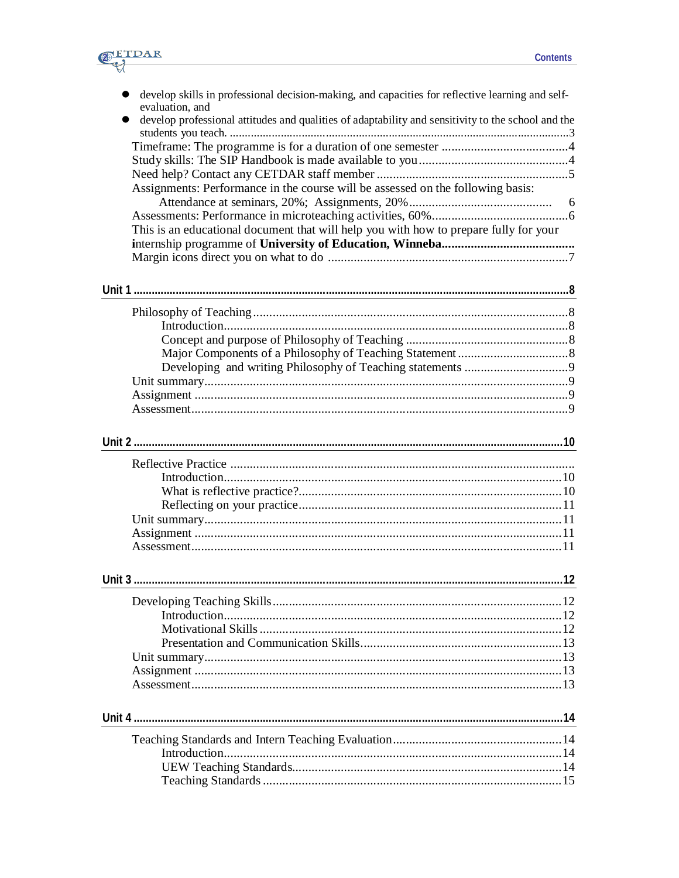- develop skills in professional decision-making, and capacities for reflective learning and self-evaluation, and
- develop professional attitudes and qualities of adaptability and sensitivity to the school and the students you teach. ............................................................................................................3

Timeframe: The programme is for a duration of one semester .......................................4
Study skills: The SIP Handbook is made available to you..............................................4
Need help? Contact any CETDAR staff member ...........................................................5
Assignments: Performance in the course will be assessed on the following basis: Attendance at seminars, 20%; Assignments, 20%............................................ 6
Assessments: Performance in microteaching activities, 60%..........................................6
This is an educational document that will help you with how to prepare fully for your internship programme of **University of Education, Winneba.........................................**
Margin icons direct you on what to do ..........................................................................7

**Unit 1 ..............................................................................................................................................8**

Philosophy of Teaching .................................................................................................8
Introduction..........................................................................................................8
Concept and purpose of Philosophy of Teaching ..................................................8
Major Components of a Philosophy of Teaching Statement ..................................8
Developing and writing Philosophy of Teaching statements ................................9
Unit summary................................................................................................................9
Assignment ...................................................................................................................9
Assessment....................................................................................................................9

**Unit 2 ............................................................................................................................................10**

Reflective Practice ..........................................................................................................
Introduction........................................................................................................10
What is reflective practice?.................................................................................10
Reflecting on your practice.................................................................................11
Unit summary..............................................................................................................11
Assignment .................................................................................................................11
Assessment..................................................................................................................11

**Unit 3 ............................................................................................................................................12**

Developing Teaching Skills.........................................................................................12
Introduction........................................................................................................12
Motivational Skills .............................................................................................12
Presentation and Communication Skills..............................................................13
Unit summary..............................................................................................................13
Assignment .................................................................................................................13
Assessment..................................................................................................................13

**Unit 4 ............................................................................................................................................14**

Teaching Standards and Intern Teaching Evaluation....................................................14
Introduction........................................................................................................14
UEW Teaching Standards...................................................................................14
Teaching Standards ............................................................................................15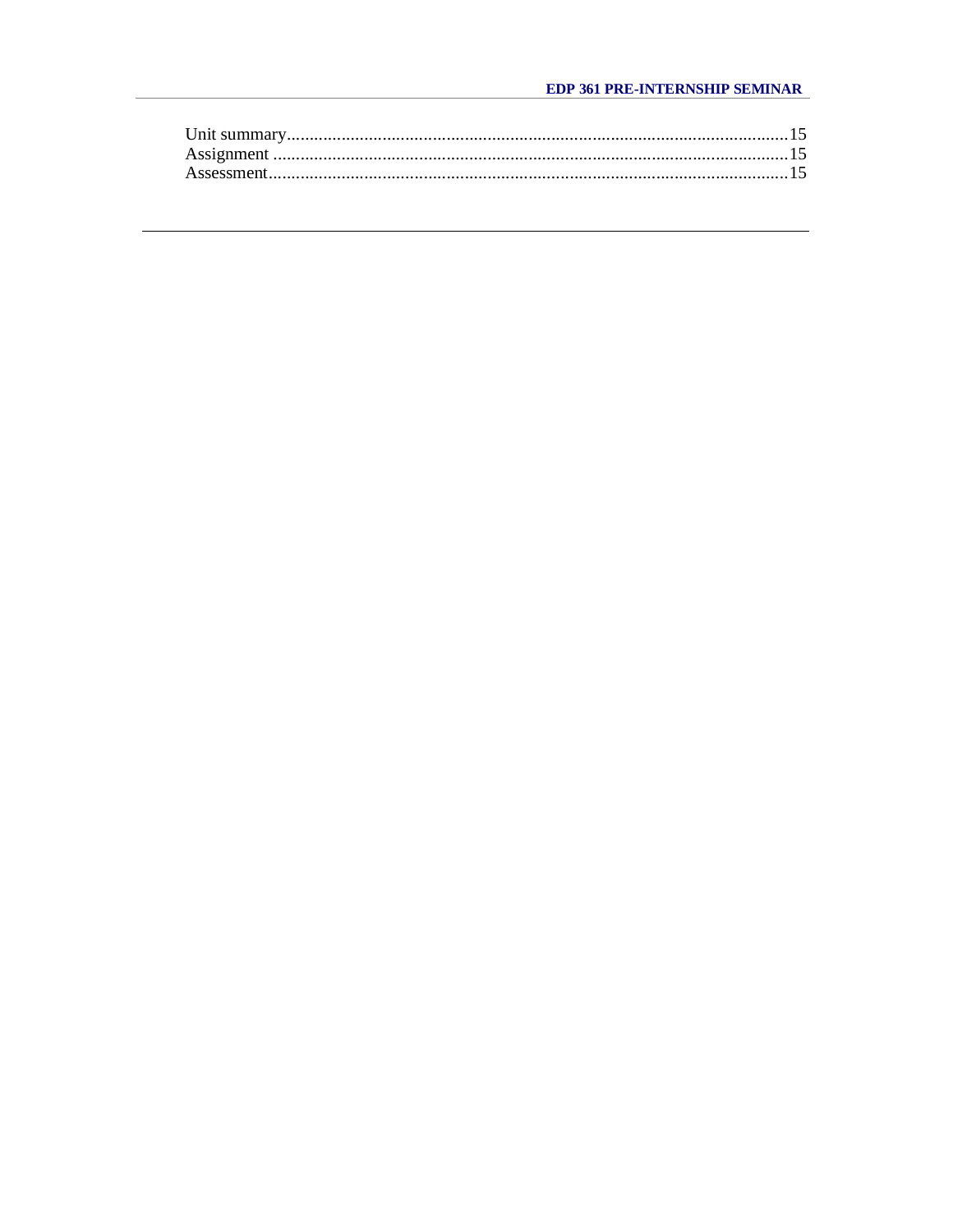Unit summary....................................................................................................................15
Assignment ......................................................................................................................15
Assessment.......................................................................................................................15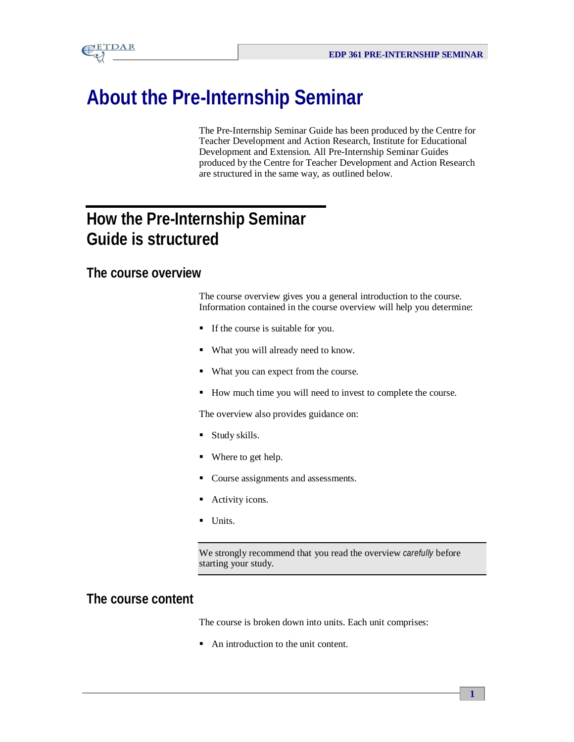# About the Pre-Internship Seminar

The Pre-Internship Seminar Guide has been produced by the Centre for Teacher Development and Action Research, Institute for Educational Development and Extension. All Pre-Internship Seminar Guides produced by the Centre for Teacher Development and Action Research are structured in the same way, as outlined below.

## How the Pre-Internship Seminar Guide is structured

### The course overview

The course overview gives you a general introduction to the course. Information contained in the course overview will help you determine:

- If the course is suitable for you.
- What you will already need to know.
- What you can expect from the course.
- How much time you will need to invest to complete the course.

The overview also provides guidance on:

- Study skills.
- Where to get help.
- Course assignments and assessments.
- Activity icons.
- Units.

We strongly recommend that you read the overview *carefully* before starting your study.

### The course content

The course is broken down into units. Each unit comprises:

- An introduction to the unit content.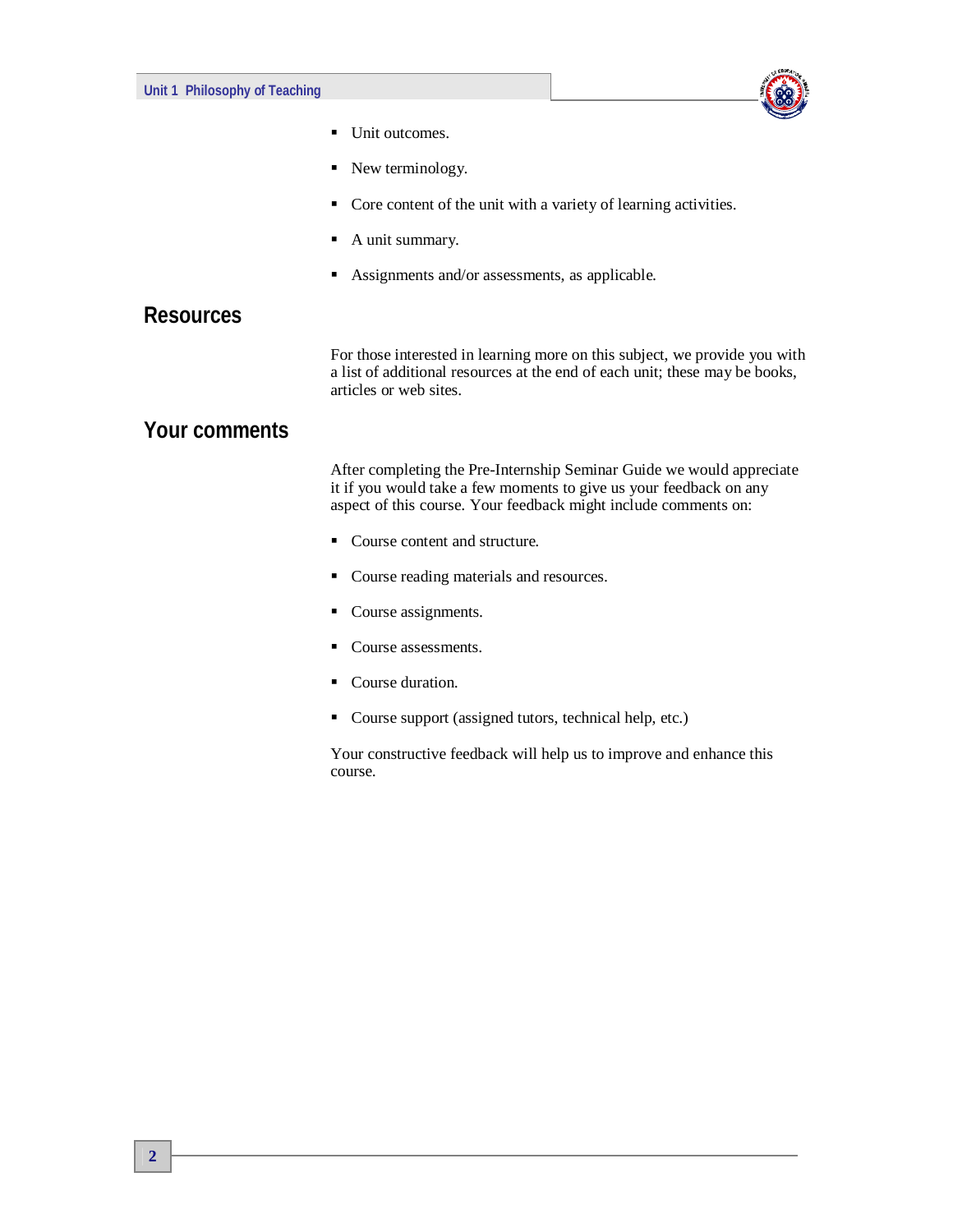- Unit outcomes.
- New terminology.
- Core content of the unit with a variety of learning activities.
- A unit summary.
- Assignments and/or assessments, as applicable.

## Resources

For those interested in learning more on this subject, we provide you with a list of additional resources at the end of each unit; these may be books, articles or web sites.

## Your comments

After completing the Pre-Internship Seminar Guide we would appreciate it if you would take a few moments to give us your feedback on any aspect of this course. Your feedback might include comments on:

- Course content and structure.
- Course reading materials and resources.
- Course assignments.
- Course assessments.
- Course duration.
- Course support (assigned tutors, technical help, etc.)

Your constructive feedback will help us to improve and enhance this course.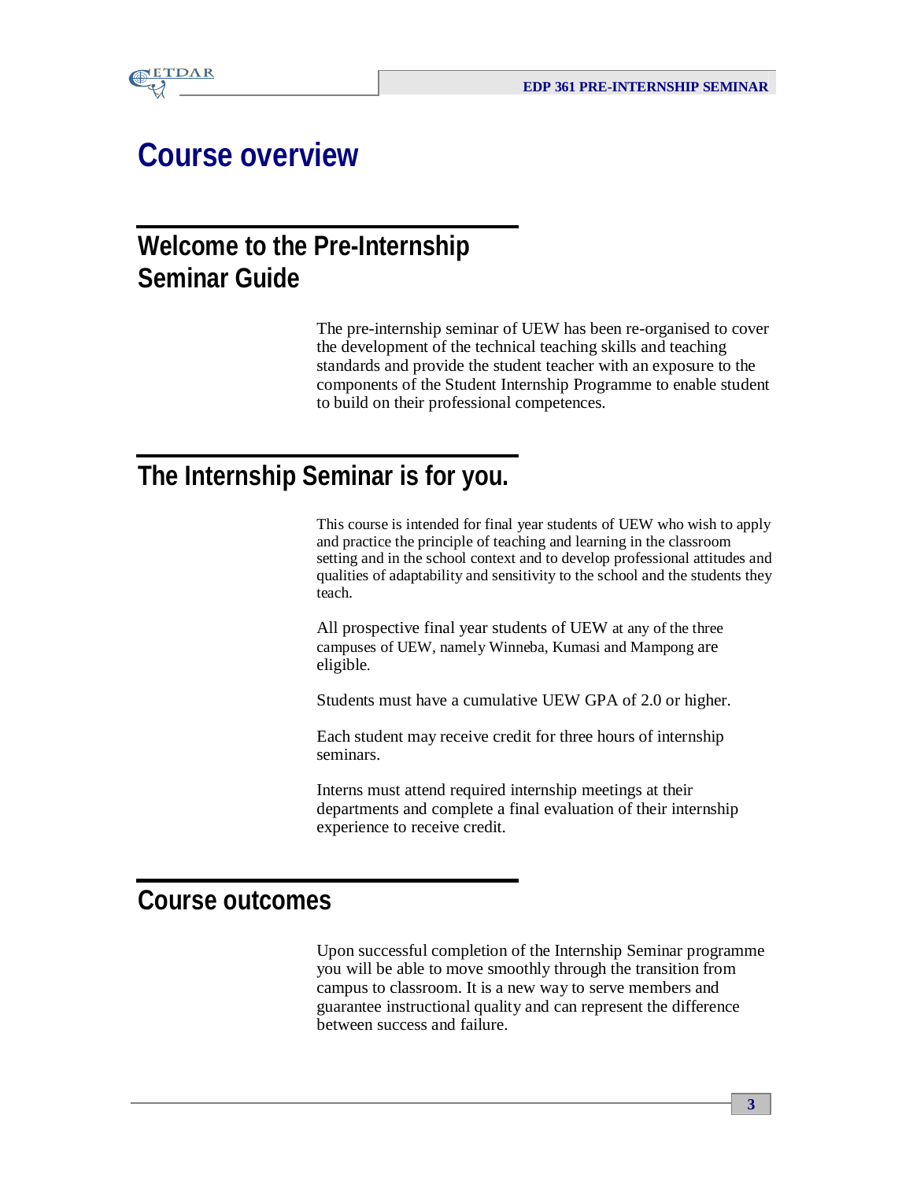# Course overview

## Welcome to the Pre-Internship Seminar Guide

The pre-internship seminar of UEW has been re-organised to cover the development of the technical teaching skills and teaching standards and provide the student teacher with an exposure to the components of the Student Internship Programme to enable student to build on their professional competences.

## The Internship Seminar is for you.

This course is intended for final year students of UEW who wish to apply and practice the principle of teaching and learning in the classroom setting and in the school context and to develop professional attitudes and qualities of adaptability and sensitivity to the school and the students they teach.

All prospective final year students of UEW at any of the three campuses of UEW, namely Winneba, Kumasi and Mampong are eligible.

Students must have a cumulative UEW GPA of 2.0 or higher.

Each student may receive credit for three hours of internship seminars.

Interns must attend required internship meetings at their departments and complete a final evaluation of their internship experience to receive credit.

## Course outcomes

Upon successful completion of the Internship Seminar programme you will be able to move smoothly through the transition from campus to classroom. It is a new way to serve members and guarantee instructional quality and can represent the difference between success and failure.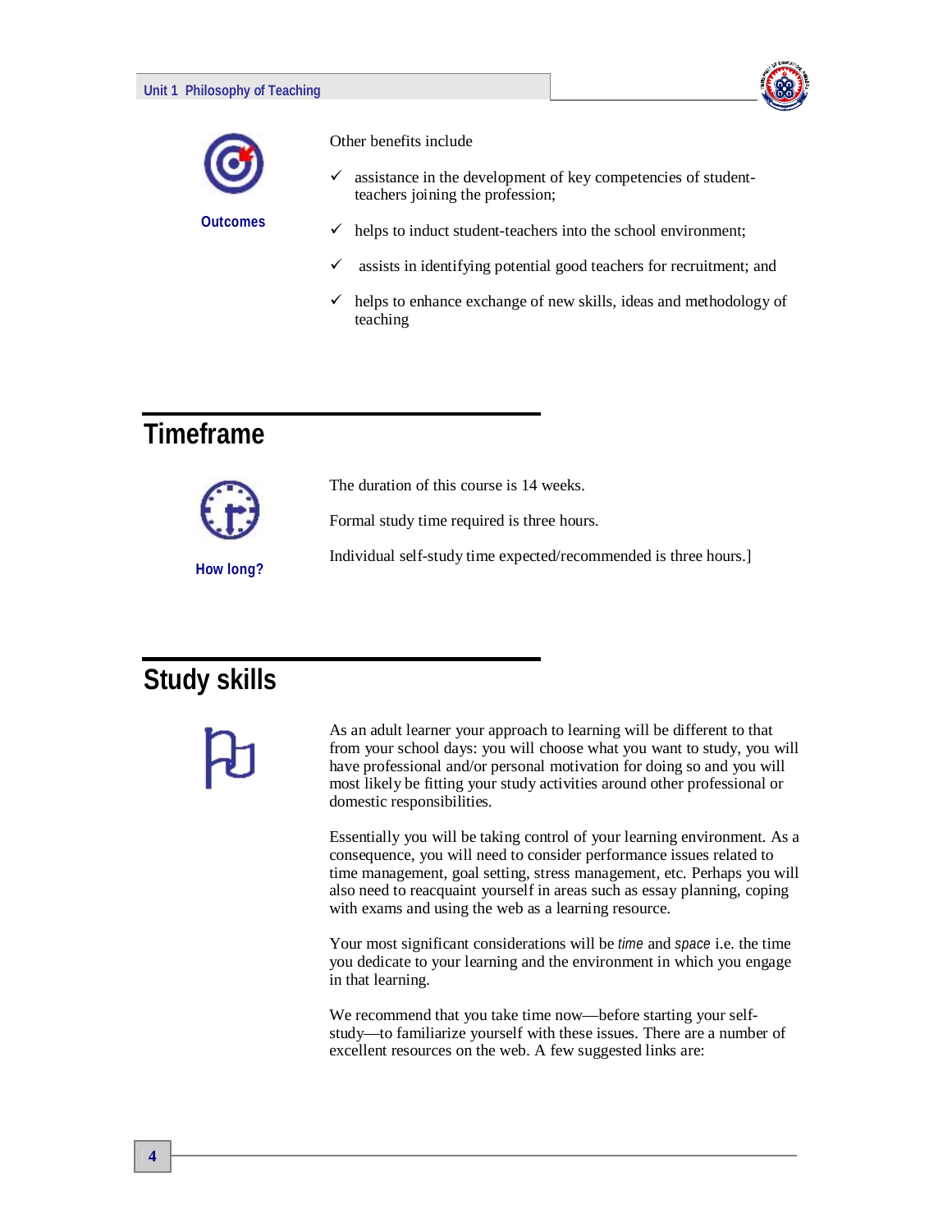Outcomes

Other benefits include

- assistance in the development of key competencies of student-teachers joining the profession;
- helps to induct student-teachers into the school environment;
- assists in identifying potential good teachers for recruitment; and
- helps to enhance exchange of new skills, ideas and methodology of teaching

## Timeframe

How long?

The duration of this course is 14 weeks.

Formal study time required is three hours.

Individual self-study time expected/recommended is three hours.]

## Study skills

As an adult learner your approach to learning will be different to that from your school days: you will choose what you want to study, you will have professional and/or personal motivation for doing so and you will most likely be fitting your study activities around other professional or domestic responsibilities.

Essentially you will be taking control of your learning environment. As a consequence, you will need to consider performance issues related to time management, goal setting, stress management, etc. Perhaps you will also need to reacquaint yourself in areas such as essay planning, coping with exams and using the web as a learning resource.

Your most significant considerations will be *time* and *space* i.e. the time you dedicate to your learning and the environment in which you engage in that learning.

We recommend that you take time now—before starting your self-study—to familiarize yourself with these issues. There are a number of excellent resources on the web. A few suggested links are: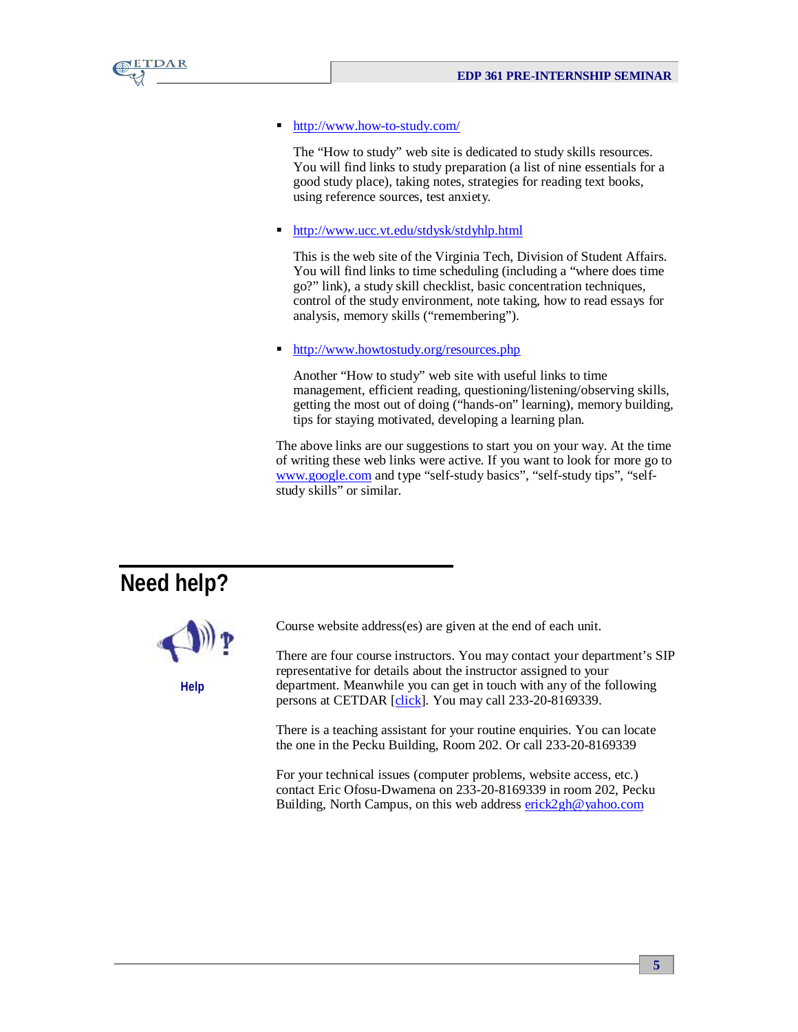- http://www.how-to-study.com/

  The "How to study" web site is dedicated to study skills resources. You will find links to study preparation (a list of nine essentials for a good study place), taking notes, strategies for reading text books, using reference sources, test anxiety.

- http://www.ucc.vt.edu/stdysk/stdyhlp.html

  This is the web site of the Virginia Tech, Division of Student Affairs. You will find links to time scheduling (including a "where does time go?" link), a study skill checklist, basic concentration techniques, control of the study environment, note taking, how to read essays for analysis, memory skills ("remembering").

- http://www.howtostudy.org/resources.php

  Another "How to study" web site with useful links to time management, efficient reading, questioning/listening/observing skills, getting the most out of doing ("hands-on" learning), memory building, tips for staying motivated, developing a learning plan.

The above links are our suggestions to start you on your way. At the time of writing these web links were active. If you want to look for more go to www.google.com and type "self-study basics", "self-study tips", "self-study skills" or similar.

## Need help?

Help

Course website address(es) are given at the end of each unit.

There are four course instructors. You may contact your department's SIP representative for details about the instructor assigned to your department. Meanwhile you can get in touch with any of the following persons at CETDAR [click]. You may call 233-20-8169339.

There is a teaching assistant for your routine enquiries. You can locate the one in the Pecku Building, Room 202. Or call 233-20-8169339

For your technical issues (computer problems, website access, etc.) contact Eric Ofosu-Dwamena on 233-20-8169339 in room 202, Pecku Building, North Campus, on this web address erick2gh@yahoo.com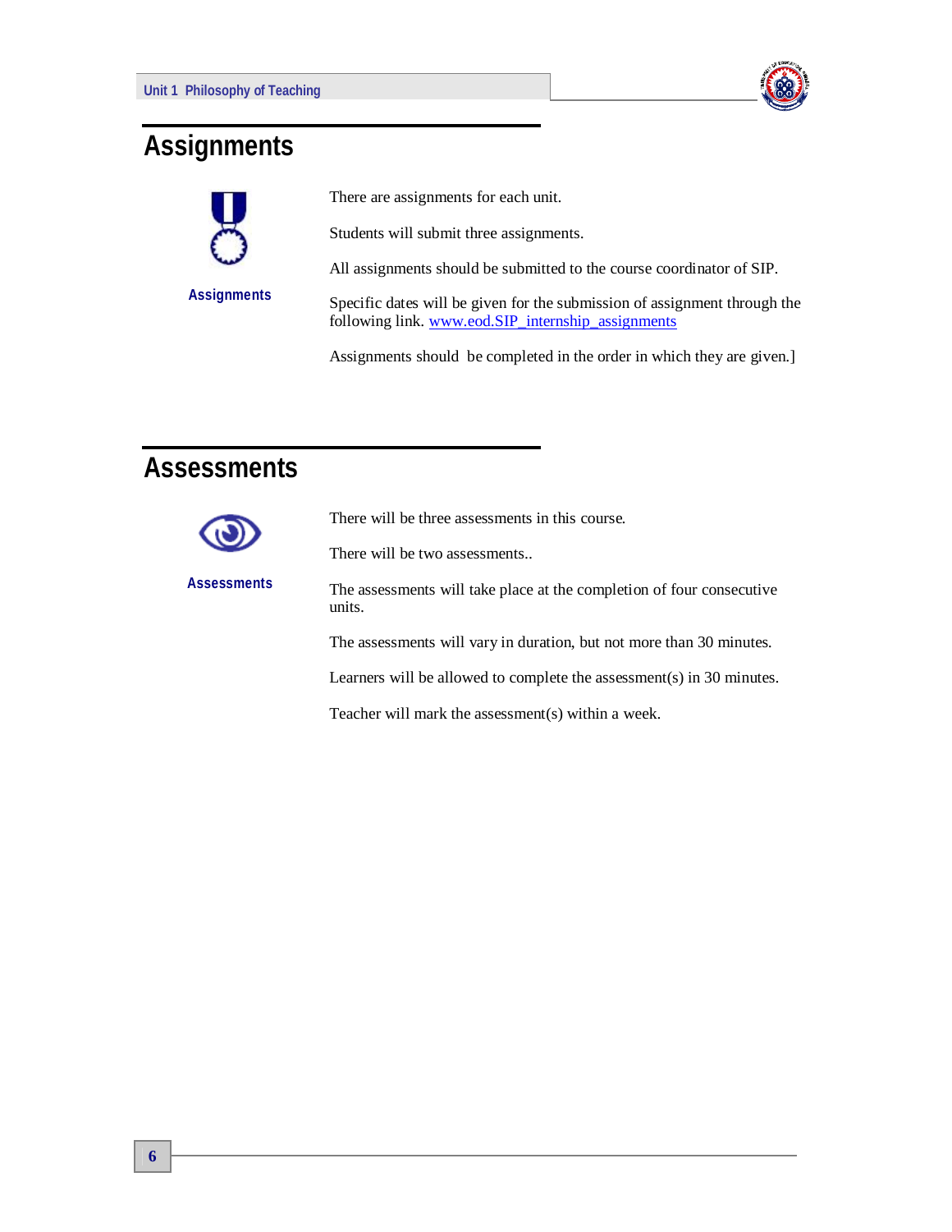## Assignments

**Assignments**

There are assignments for each unit.

Students will submit three assignments.

All assignments should be submitted to the course coordinator of SIP.

Specific dates will be given for the submission of assignment through the following link. www.eod.SIP_internship_assignments

Assignments should  be completed in the order in which they are given.]

## Assessments

**Assessments**

There will be three assessments in this course.

There will be two assessments..

The assessments will take place at the completion of four consecutive units.

The assessments will vary in duration, but not more than 30 minutes.

Learners will be allowed to complete the assessment(s) in 30 minutes.

Teacher will mark the assessment(s) within a week.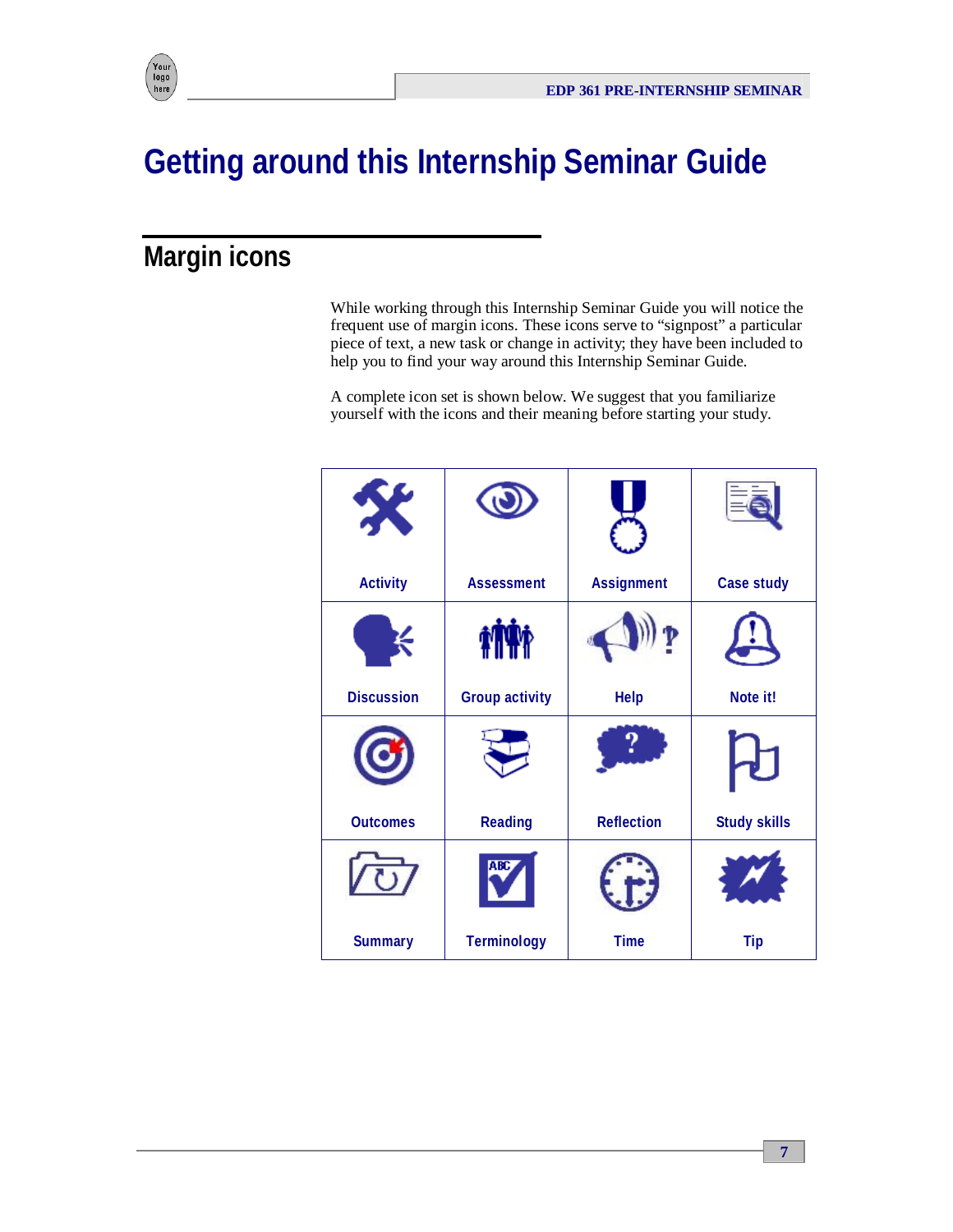# Getting around this Internship Seminar Guide

## Margin icons

While working through this Internship Seminar Guide you will notice the frequent use of margin icons. These icons serve to “signpost” a particular piece of text, a new task or change in activity; they have been included to help you to find your way around this Internship Seminar Guide.

A complete icon set is shown below. We suggest that you familiarize yourself with the icons and their meaning before starting your study.

| | | | |
|---|---|---|---|
| Activity | Assessment | Assignment | Case study |
| Discussion | Group activity | Help | Note it! |
| Outcomes | Reading | Reflection | Study skills |
| Summary | Terminology | Time | Tip |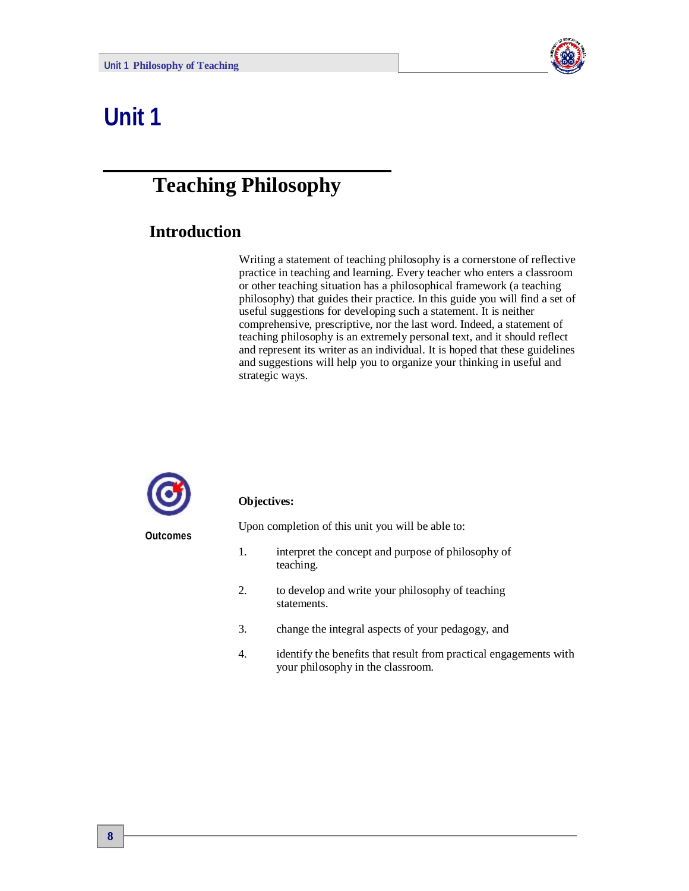# Unit 1

## Teaching Philosophy

### Introduction

Writing a statement of teaching philosophy is a cornerstone of reflective practice in teaching and learning. Every teacher who enters a classroom or other teaching situation has a philosophical framework (a teaching philosophy) that guides their practice. In this guide you will find a set of useful suggestions for developing such a statement. It is neither comprehensive, prescriptive, nor the last word. Indeed, a statement of teaching philosophy is an extremely personal text, and it should reflect and represent its writer as an individual. It is hoped that these guidelines and suggestions will help you to organize your thinking in useful and strategic ways.

Outcomes

**Objectives:**

Upon completion of this unit you will be able to:

1. interpret the concept and purpose of philosophy of teaching.

2. to develop and write your philosophy of teaching statements.

3. change the integral aspects of your pedagogy, and

4. identify the benefits that result from practical engagements with your philosophy in the classroom.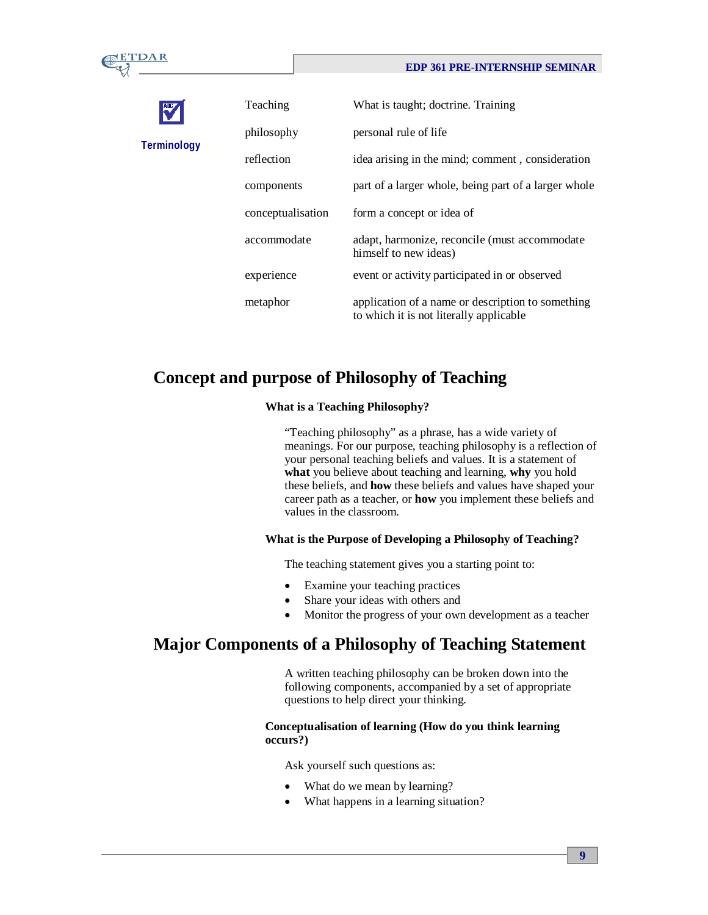**Terminology**

| | |
|---|---|
| Teaching | What is taught; doctrine. Training |
| philosophy | personal rule of life |
| reflection | idea arising in the mind; comment , consideration |
| components | part of a larger whole, being part of a larger whole |
| conceptualisation | form a concept or idea of |
| accommodate | adapt, harmonize, reconcile (must accommodate himself to new ideas) |
| experience | event or activity participated in or observed |
| metaphor | application of a name or description to something to which it is not literally applicable |

## Concept and purpose of Philosophy of Teaching

### What is a Teaching Philosophy?

"Teaching philosophy" as a phrase, has a wide variety of meanings. For our purpose, teaching philosophy is a reflection of your personal teaching beliefs and values. It is a statement of **what** you believe about teaching and learning, **why** you hold these beliefs, and **how** these beliefs and values have shaped your career path as a teacher, or **how** you implement these beliefs and values in the classroom.

### What is the Purpose of Developing a Philosophy of Teaching?

The teaching statement gives you a starting point to:

- Examine your teaching practices
- Share your ideas with others and
- Monitor the progress of your own development as a teacher

## Major Components of a Philosophy of Teaching Statement

A written teaching philosophy can be broken down into the following components, accompanied by a set of appropriate questions to help direct your thinking.

### Conceptualisation of learning (How do you think learning occurs?)

Ask yourself such questions as:

- What do we mean by learning?
- What happens in a learning situation?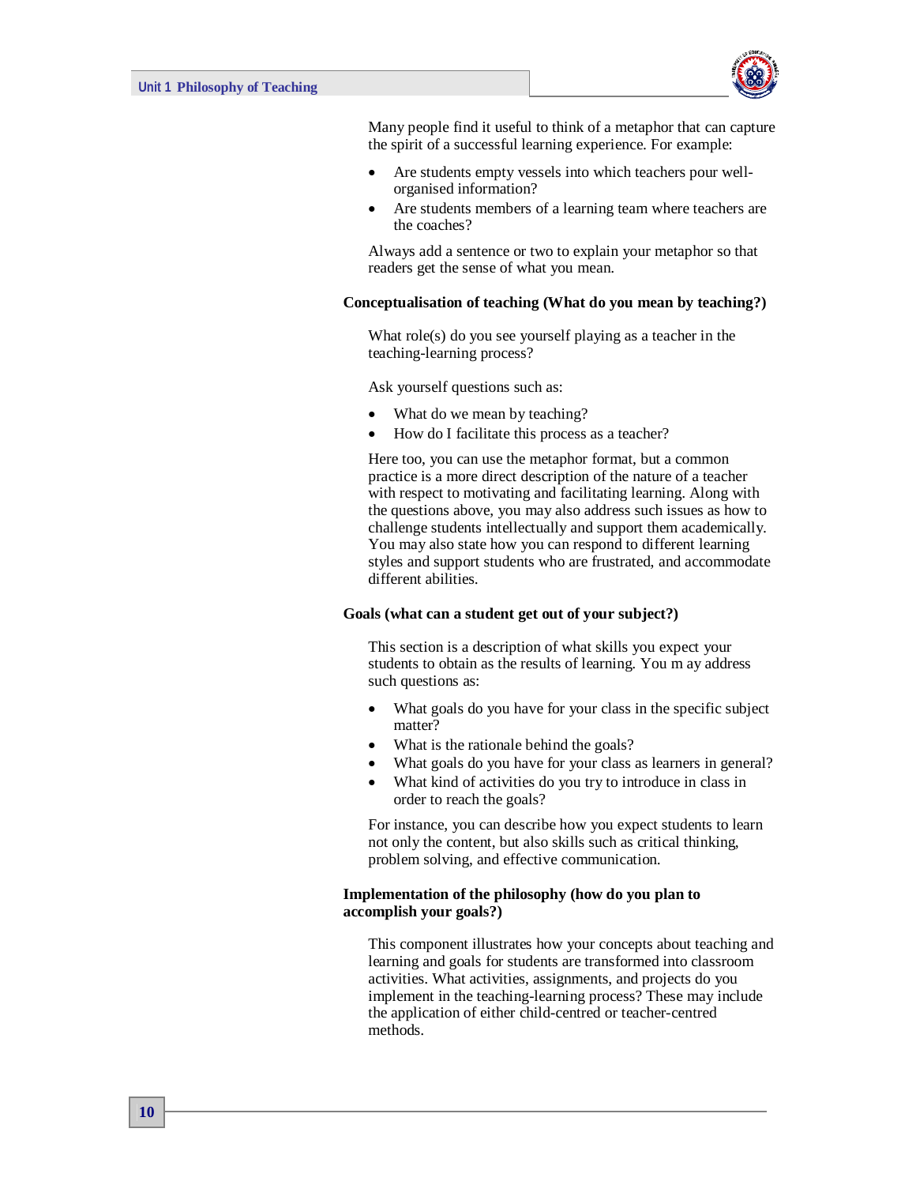Many people find it useful to think of a metaphor that can capture the spirit of a successful learning experience. For example:

- Are students empty vessels into which teachers pour well-organised information?
- Are students members of a learning team where teachers are the coaches?

Always add a sentence or two to explain your metaphor so that readers get the sense of what you mean.

**Conceptualisation of teaching (What do you mean by teaching?)**

What role(s) do you see yourself playing as a teacher in the teaching-learning process?

Ask yourself questions such as:

- What do we mean by teaching?
- How do I facilitate this process as a teacher?

Here too, you can use the metaphor format, but a common practice is a more direct description of the nature of a teacher with respect to motivating and facilitating learning. Along with the questions above, you may also address such issues as how to challenge students intellectually and support them academically. You may also state how you can respond to different learning styles and support students who are frustrated, and accommodate different abilities.

**Goals (what can a student get out of your subject?)**

This section is a description of what skills you expect your students to obtain as the results of learning. You m ay address such questions as:

- What goals do you have for your class in the specific subject matter?
- What is the rationale behind the goals?
- What goals do you have for your class as learners in general?
- What kind of activities do you try to introduce in class in order to reach the goals?

For instance, you can describe how you expect students to learn not only the content, but also skills such as critical thinking, problem solving, and effective communication.

**Implementation of the philosophy (how do you plan to accomplish your goals?)**

This component illustrates how your concepts about teaching and learning and goals for students are transformed into classroom activities. What activities, assignments, and projects do you implement in the teaching-learning process? These may include the application of either child-centred or teacher-centred methods.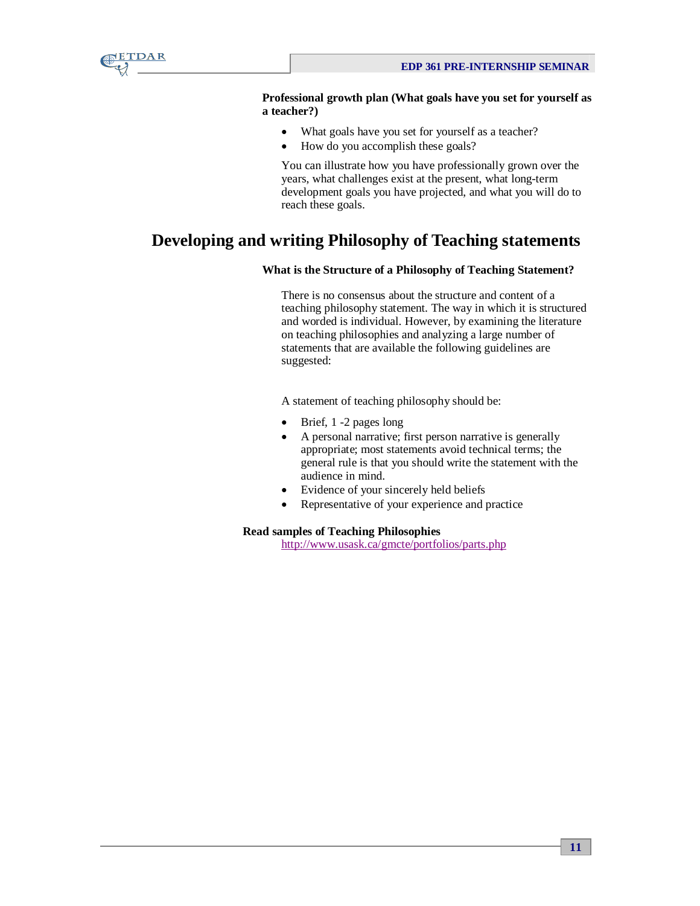**Professional growth plan (What goals have you set for yourself as a teacher?)**

- What goals have you set for yourself as a teacher?
- How do you accomplish these goals?

You can illustrate how you have professionally grown over the years, what challenges exist at the present, what long-term development goals you have projected, and what you will do to reach these goals.

# Developing and writing Philosophy of Teaching statements

**What is the Structure of a Philosophy of Teaching Statement?**

There is no consensus about the structure and content of a teaching philosophy statement. The way in which it is structured and worded is individual. However, by examining the literature on teaching philosophies and analyzing a large number of statements that are available the following guidelines are suggested:

A statement of teaching philosophy should be:

- Brief, 1 -2 pages long
- A personal narrative; first person narrative is generally appropriate; most statements avoid technical terms; the general rule is that you should write the statement with the audience in mind.
- Evidence of your sincerely held beliefs
- Representative of your experience and practice

**Read samples of Teaching Philosophies**

http://www.usask.ca/gmcte/portfolios/parts.php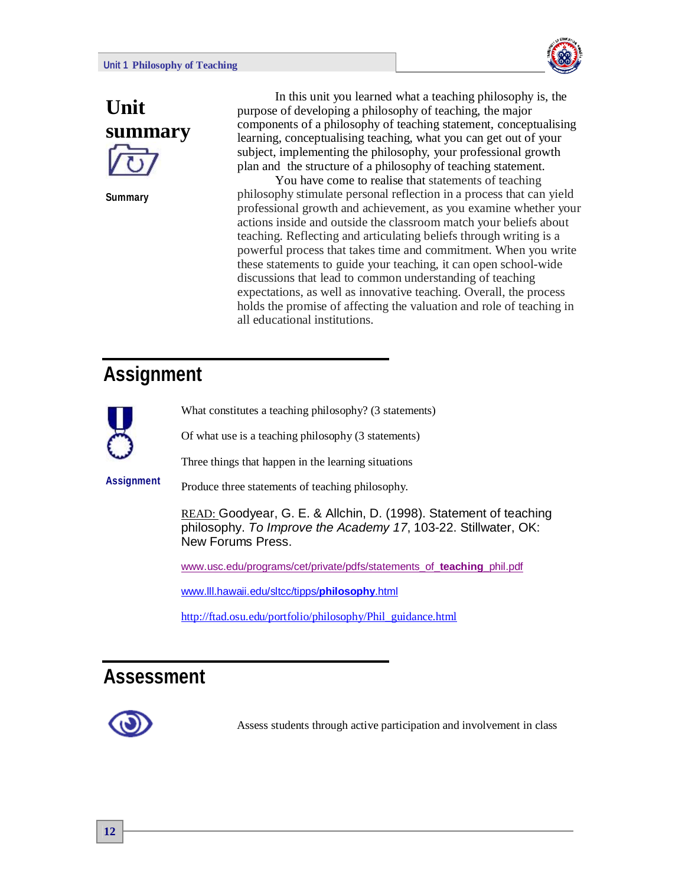## Unit summary

Summary

In this unit you learned what a teaching philosophy is, the purpose of developing a philosophy of teaching, the major components of a philosophy of teaching statement, conceptualising learning, conceptualising teaching, what you can get out of your subject, implementing the philosophy, your professional growth plan and the structure of a philosophy of teaching statement.

You have come to realise that statements of teaching philosophy stimulate personal reflection in a process that can yield professional growth and achievement, as you examine whether your actions inside and outside the classroom match your beliefs about teaching. Reflecting and articulating beliefs through writing is a powerful process that takes time and commitment. When you write these statements to guide your teaching, it can open school-wide discussions that lead to common understanding of teaching expectations, as well as innovative teaching. Overall, the process holds the promise of affecting the valuation and role of teaching in all educational institutions.

## Assignment

Assignment

What constitutes a teaching philosophy? (3 statements)

Of what use is a teaching philosophy (3 statements)

Three things that happen in the learning situations

Produce three statements of teaching philosophy.

READ: Goodyear, G. E. & Allchin, D. (1998). Statement of teaching philosophy. *To Improve the Academy 17*, 103-22. Stillwater, OK: New Forums Press.

www.usc.edu/programs/cet/private/pdfs/statements_of_**teaching**_phil.pdf

www.lll.hawaii.edu/sltcc/tipps/**philosophy**.html

http://ftad.osu.edu/portfolio/philosophy/Phil_guidance.html

## Assessment

Assess students through active participation and involvement in class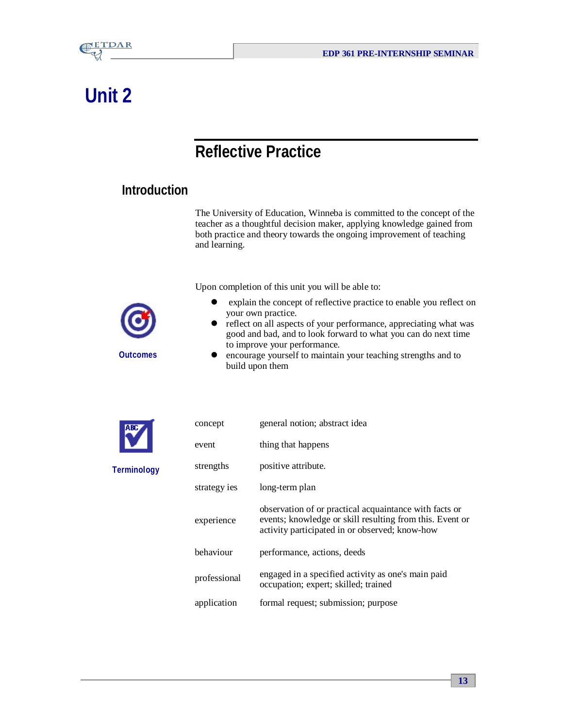# Unit 2

## Reflective Practice

### Introduction

The University of Education, Winneba is committed to the concept of the teacher as a thoughtful decision maker, applying knowledge gained from both practice and theory towards the ongoing improvement of teaching and learning.

Outcomes

Upon completion of this unit you will be able to:

- explain the concept of reflective practice to enable you reflect on your own practice.
- reflect on all aspects of your performance, appreciating what was good and bad, and to look forward to what you can do next time to improve your performance.
- encourage yourself to maintain your teaching strengths and to build upon them

Terminology

| | |
|---|---|
| concept | general notion; abstract idea |
| event | thing that happens |
| strengths | positive attribute. |
| strategy ies | long-term plan |
| experience | observation of or practical acquaintance with facts or events; knowledge or skill resulting from this. Event or activity participated in or observed; know-how |
| behaviour | performance, actions, deeds |
| professional | engaged in a specified activity as one's main paid occupation; expert; skilled; trained |
| application | formal request; submission; purpose |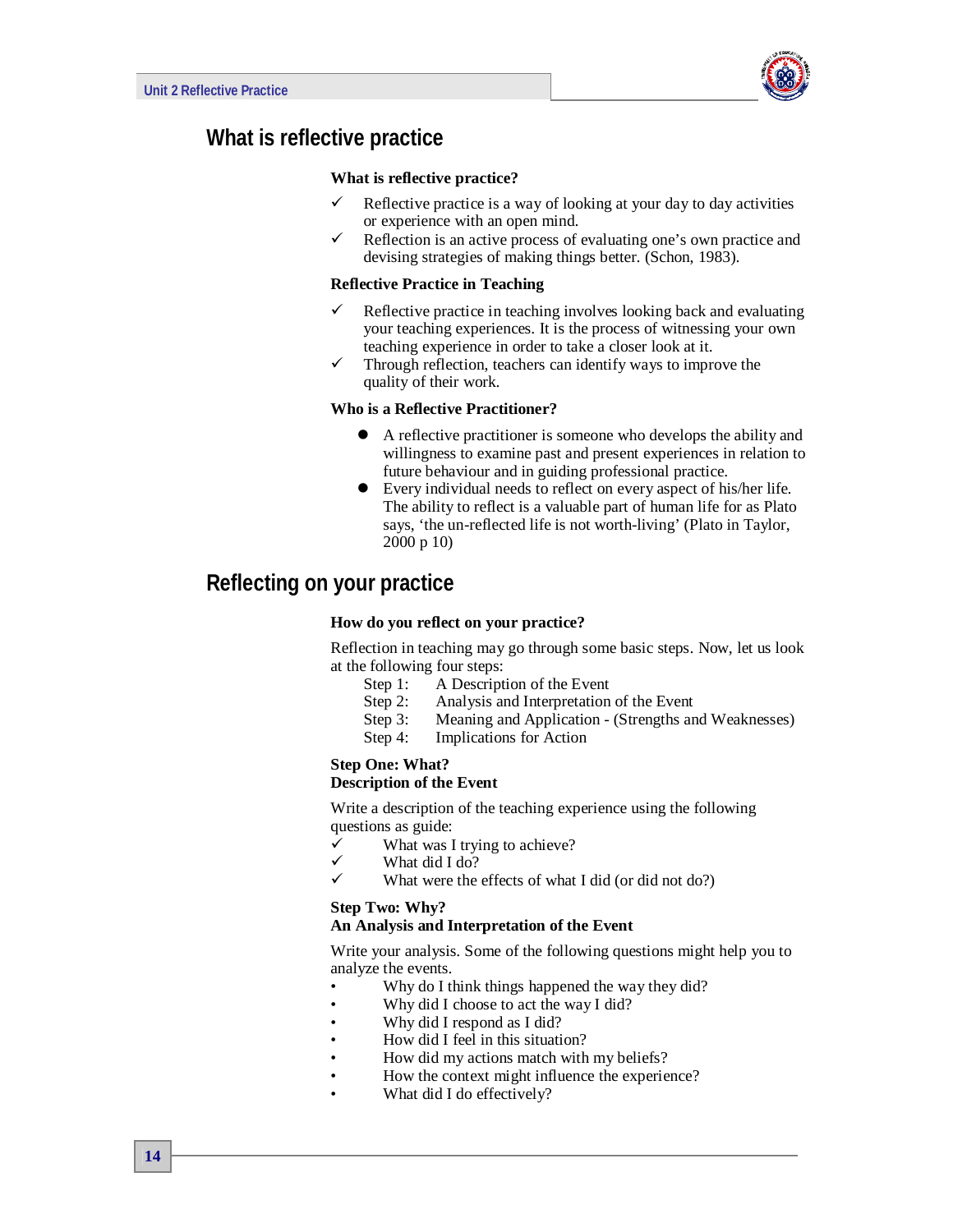## What is reflective practice

**What is reflective practice?**

- ✓ Reflective practice is a way of looking at your day to day activities or experience with an open mind.
- ✓ Reflection is an active process of evaluating one's own practice and devising strategies of making things better. (Schon, 1983).

**Reflective Practice in Teaching**

- ✓ Reflective practice in teaching involves looking back and evaluating your teaching experiences. It is the process of witnessing your own teaching experience in order to take a closer look at it.
- ✓ Through reflection, teachers can identify ways to improve the quality of their work.

**Who is a Reflective Practitioner?**

- A reflective practitioner is someone who develops the ability and willingness to examine past and present experiences in relation to future behaviour and in guiding professional practice.
- Every individual needs to reflect on every aspect of his/her life. The ability to reflect is a valuable part of human life for as Plato says, 'the un-reflected life is not worth-living' (Plato in Taylor, 2000 p 10)

## Reflecting on your practice

**How do you reflect on your practice?**

Reflection in teaching may go through some basic steps. Now, let us look at the following four steps:

Step 1: A Description of the Event
Step 2: Analysis and Interpretation of the Event
Step 3: Meaning and Application - (Strengths and Weaknesses)
Step 4: Implications for Action

**Step One: What?**
**Description of the Event**

Write a description of the teaching experience using the following questions as guide:

- ✓ What was I trying to achieve?
- ✓ What did I do?
- ✓ What were the effects of what I did (or did not do?)

**Step Two: Why?**
**An Analysis and Interpretation of the Event**

Write your analysis. Some of the following questions might help you to analyze the events.

- Why do I think things happened the way they did?
- Why did I choose to act the way I did?
- Why did I respond as I did?
- How did I feel in this situation?
- How did my actions match with my beliefs?
- How the context might influence the experience?
- What did I do effectively?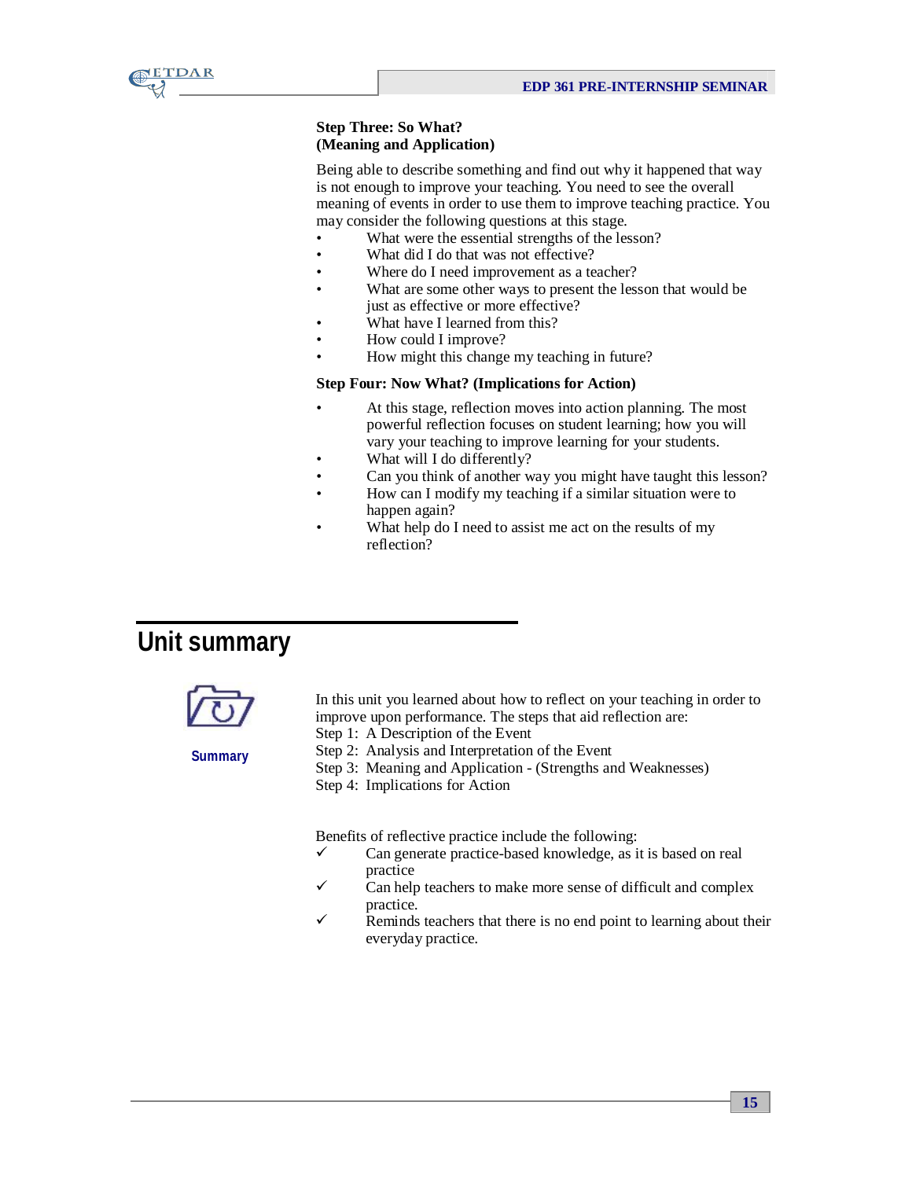**Step Three: So What?**
**(Meaning and Application)**

Being able to describe something and find out why it happened that way is not enough to improve your teaching. You need to see the overall meaning of events in order to use them to improve teaching practice. You may consider the following questions at this stage.

- What were the essential strengths of the lesson?
- What did I do that was not effective?
- Where do I need improvement as a teacher?
- What are some other ways to present the lesson that would be just as effective or more effective?
- What have I learned from this?
- How could I improve?
- How might this change my teaching in future?

**Step Four: Now What? (Implications for Action)**

- At this stage, reflection moves into action planning. The most powerful reflection focuses on student learning; how you will vary your teaching to improve learning for your students.
- What will I do differently?
- Can you think of another way you might have taught this lesson?
- How can I modify my teaching if a similar situation were to happen again?
- What help do I need to assist me act on the results of my reflection?

## Unit summary

**Summary**

In this unit you learned about how to reflect on your teaching in order to improve upon performance. The steps that aid reflection are:

Step 1: A Description of the Event
Step 2: Analysis and Interpretation of the Event
Step 3: Meaning and Application - (Strengths and Weaknesses)
Step 4: Implications for Action

Benefits of reflective practice include the following:

- ✓ Can generate practice-based knowledge, as it is based on real practice
- ✓ Can help teachers to make more sense of difficult and complex practice.
- ✓ Reminds teachers that there is no end point to learning about their everyday practice.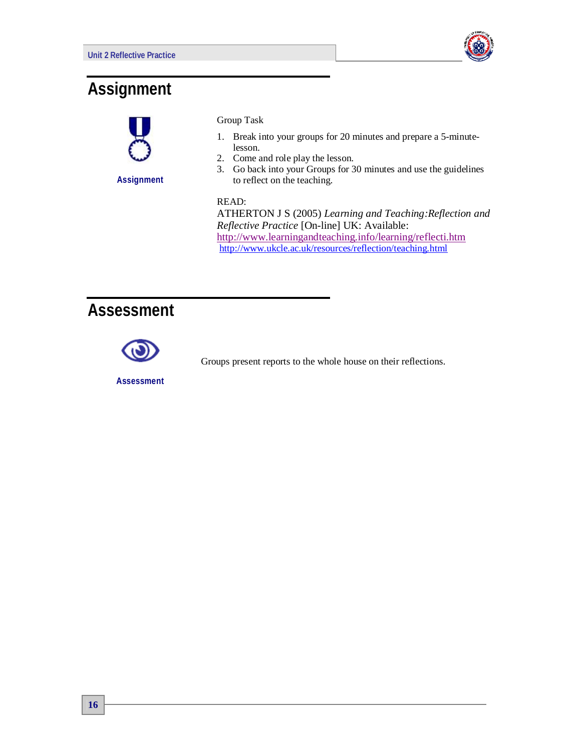## Assignment

Assignment

Group Task

1. Break into your groups for 20 minutes and prepare a 5-minute-lesson.
2. Come and role play the lesson.
3. Go back into your Groups for 30 minutes and use the guidelines to reflect on the teaching.

READ:
ATHERTON J S (2005) *Learning and Teaching:Reflection and Reflective Practice* [On-line] UK: Available:
http://www.learningandteaching.info/learning/reflecti.htm
http://www.ukcle.ac.uk/resources/reflection/teaching.html

## Assessment

Assessment

Groups present reports to the whole house on their reflections.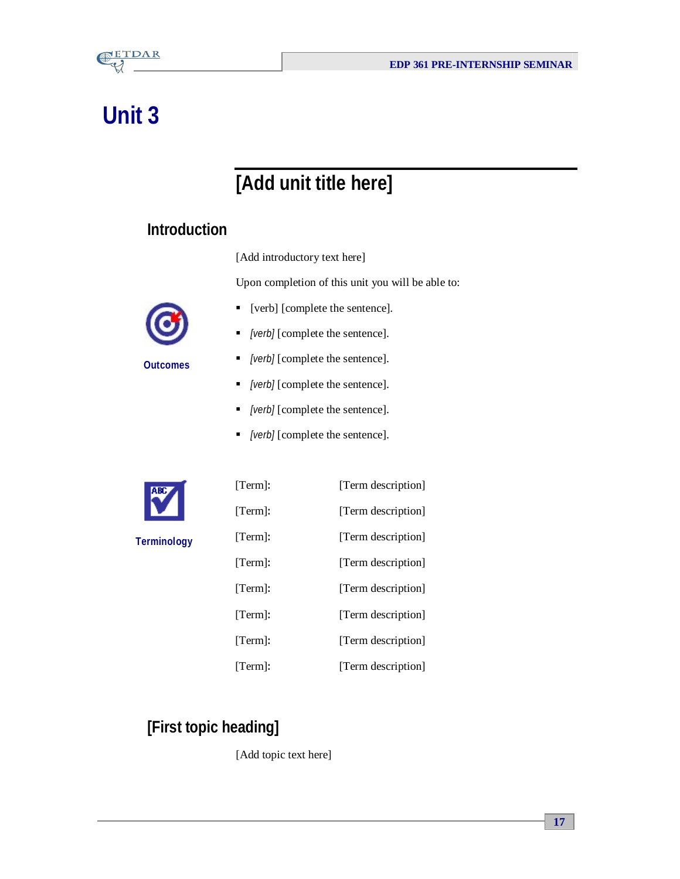# Unit 3

## [Add unit title here]

### Introduction

[Add introductory text here]

Upon completion of this unit you will be able to:

Outcomes

- [verb] [complete the sentence].
- *[verb]* [complete the sentence].
- *[verb]* [complete the sentence].
- *[verb]* [complete the sentence].
- *[verb]* [complete the sentence].
- *[verb]* [complete the sentence].

Terminology

| | |
|---|---|
| [Term]: | [Term description] |
| [Term]: | [Term description] |
| [Term]: | [Term description] |
| [Term]: | [Term description] |
| [Term]: | [Term description] |
| [Term]: | [Term description] |
| [Term]: | [Term description] |
| [Term]: | [Term description] |

### [First topic heading]

[Add topic text here]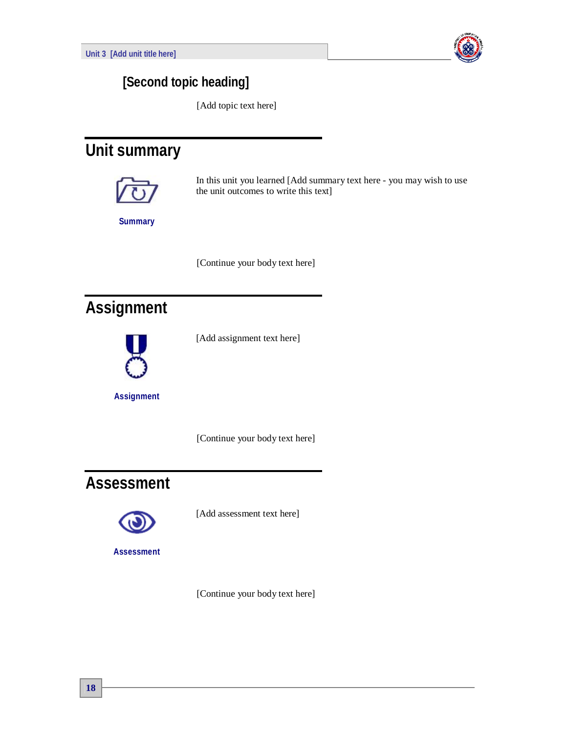## [Second topic heading]

[Add topic text here]

# Unit summary

Summary

In this unit you learned [Add summary text here - you may wish to use the unit outcomes to write this text]

[Continue your body text here]

# Assignment

Assignment

[Add assignment text here]

[Continue your body text here]

# Assessment

Assessment

[Add assessment text here]

[Continue your body text here]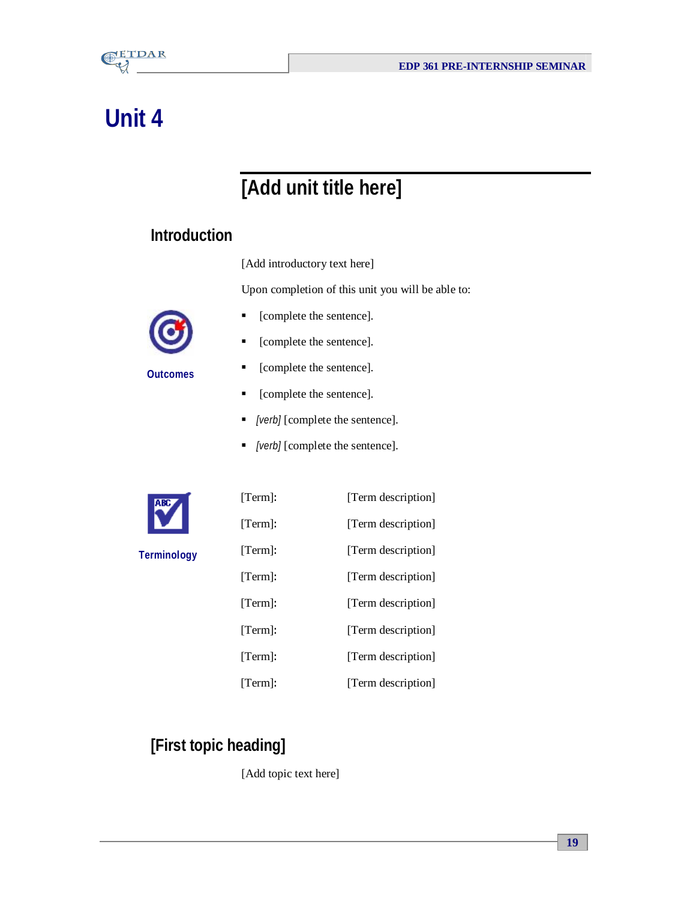# Unit 4

## [Add unit title here]

### Introduction

[Add introductory text here]

Upon completion of this unit you will be able to:

Outcomes

- [complete the sentence].
- [complete the sentence].
- [complete the sentence].
- [complete the sentence].
- *[verb]* [complete the sentence].
- *[verb]* [complete the sentence].

Terminology

| | |
|---|---|
| [Term]: | [Term description] |
| [Term]: | [Term description] |
| [Term]: | [Term description] |
| [Term]: | [Term description] |
| [Term]: | [Term description] |
| [Term]: | [Term description] |
| [Term]: | [Term description] |
| [Term]: | [Term description] |

### [First topic heading]

[Add topic text here]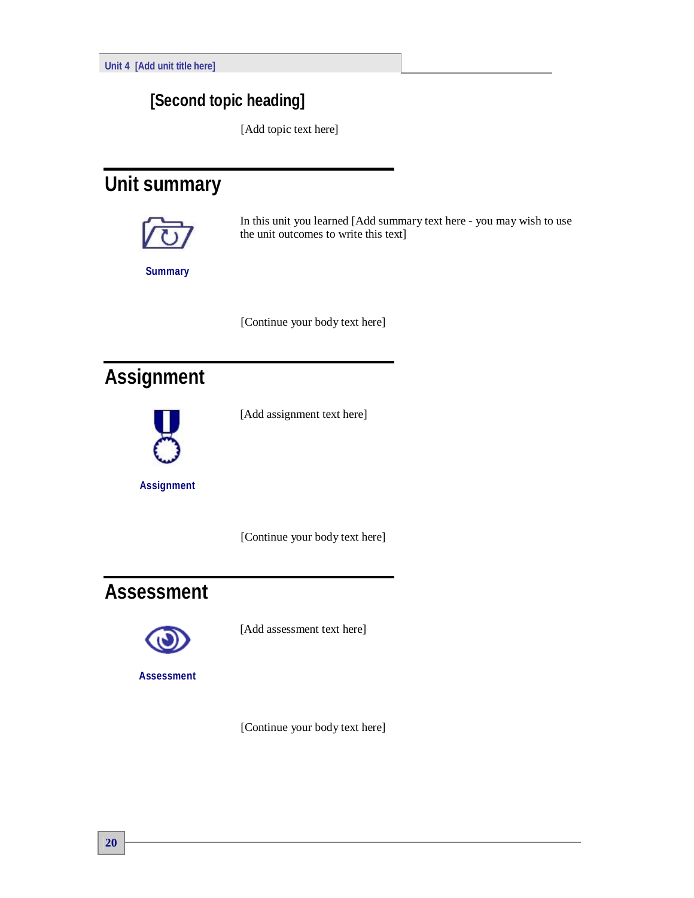## [Second topic heading]

[Add topic text here]

# Unit summary

Summary

In this unit you learned [Add summary text here - you may wish to use the unit outcomes to write this text]

[Continue your body text here]

# Assignment

Assignment

[Add assignment text here]

[Continue your body text here]

# Assessment

Assessment

[Add assessment text here]

[Continue your body text here]